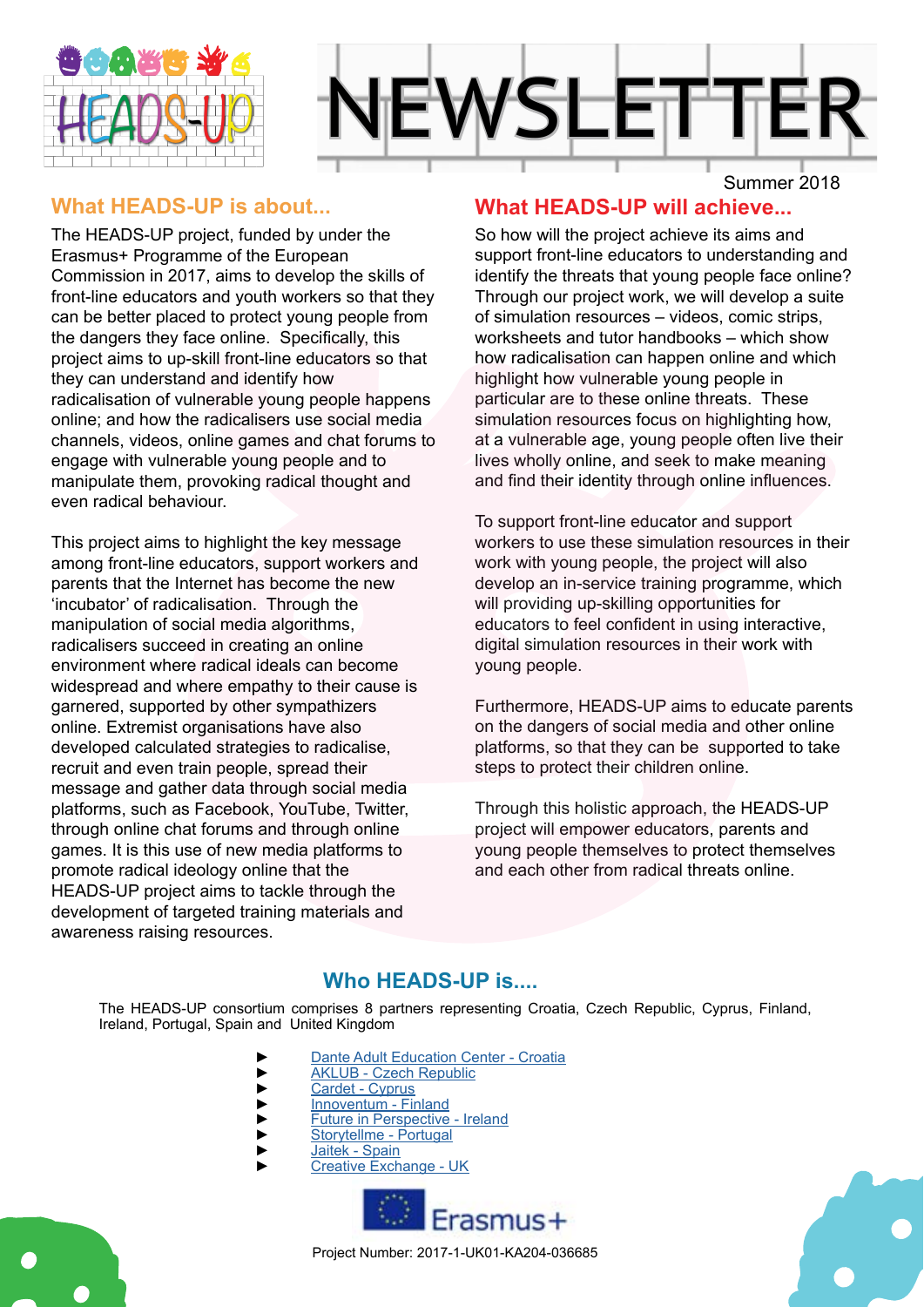# HEADS-UP NEWSLETTER

Summer 2018

## What HEADS-UP is about...

The HEADS-UP project, funded by under the Erasmus+ Programme of the European Commission in 2017, aims to develop the skills of front-line educators and youth workers so that they can be better placed to protect young people from the dangers they face online. Specifically, this project aims to up-skill front-line educators so that they can understand and identify how radicalisation of vulnerable young people happens online; and how the radicalisers use social media channels, videos, online games and chat forums to engage with vulnerable young people and to manipulate them, provoking radical thought and even radical behaviour.

This project aims to highlight the key message among front-line educators, support workers and parents that the Internet has become the new 'incubator' of radicalisation. Through the manipulation of social media algorithms, radicalisers succeed in creating an online environment where radical ideals can become widespread and where empathy to their cause is garnered, supported by other sympathizers online. Extremist organisations have also developed calculated strategies to radicalise, recruit and even train people, spread their message and gather data through social media platforms, such as Facebook, YouTube, Twitter, through online chat forums and through online games. It is this use of new media platforms to promote radical ideology online that the HEADS-UP project aims to tackle through the development of targeted training materials and awareness raising resources.

## What HEADS-UP will achieve...

So how will the project achieve its aims and support front-line educators to understanding and identify the threats that young people face online? Through our project work, we will develop a suite of simulation resources – videos, comic strips, worksheets and tutor handbooks – which show how radicalisation can happen online and which highlight how vulnerable young people in particular are to these online threats. These simulation resources focus on highlighting how, at a vulnerable age, young people often live their lives wholly online, and seek to make meaning and find their identity through online influences.

To support front-line educator and support workers to use these simulation resources in their work with young people, the project will also develop an in-service training programme, which will providing up-skilling opportunities for educators to feel confident in using interactive, digital simulation resources in their work with young people.

Furthermore, HEADS-UP aims to educate parents on the dangers of social media and other online platforms, so that they can be supported to take steps to protect their children online.

Through this holistic approach, the HEADS-UP project will empower educators, parents and young people themselves to protect themselves and each other from radical threats online.

## Who HEADS-UP is....

The HEADS-UP consortium comprises 8 partners representing Croatia, Czech Republic, Cyprus, Finland, Ireland, Portugal, Spain and United Kingdom

- Dante Adult Education Center - Croatia
- AKLUB - Czech Republic
- Cardet - Cyprus
- Innoventum - Finland
- Future in Perspective - Ireland
- Storytellme - Portugal
- Jaitek - Spain
- Creative Exchange - UK

Erasmus+

Project Number: 2017-1-UK01-KA204-036685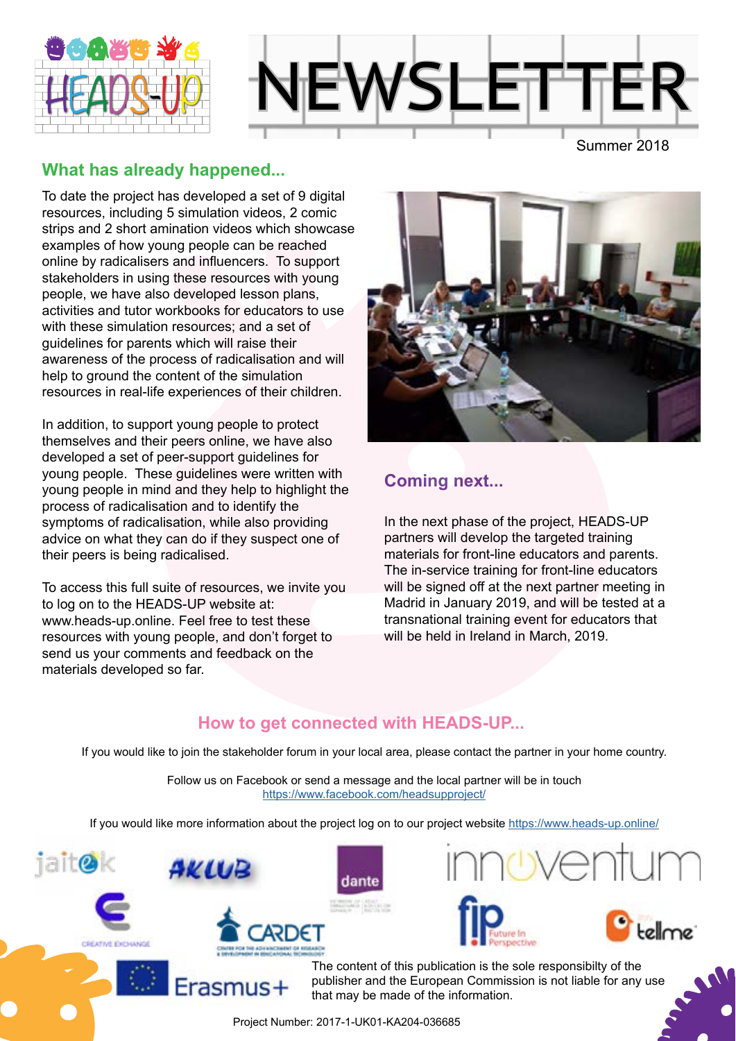# NEWSLETTER

Summer 2018

## What has already happened...

To date the project has developed a set of 9 digital resources, including 5 simulation videos, 2 comic strips and 2 short amination videos which showcase examples of how young people can be reached online by radicalisers and influencers. To support stakeholders in using these resources with young people, we have also developed lesson plans, activities and tutor workbooks for educators to use with these simulation resources; and a set of guidelines for parents which will raise their awareness of the process of radicalisation and will help to ground the content of the simulation resources in real-life experiences of their children.

In addition, to support young people to protect themselves and their peers online, we have also developed a set of peer-support guidelines for young people. These guidelines were written with young people in mind and they help to highlight the process of radicalisation and to identify the symptoms of radicalisation, while also providing advice on what they can do if they suspect one of their peers is being radicalised.

To access this full suite of resources, we invite you to log on to the HEADS-UP website at: www.heads-up.online. Feel free to test these resources with young people, and don't forget to send us your comments and feedback on the materials developed so far.

## Coming next...

In the next phase of the project, HEADS-UP partners will develop the targeted training materials for front-line educators and parents. The in-service training for front-line educators will be signed off at the next partner meeting in Madrid in January 2019, and will be tested at a transnational training event for educators that will be held in Ireland in March, 2019.

## How to get connected with HEADS-UP...

If you would like to join the stakeholder forum in your local area, please contact the partner in your home country.

Follow us on Facebook or send a message and the local partner will be in touch
https://www.facebook.com/headsupproject/

If you would like more information about the project log on to our project website https://www.heads-up.online/

The content of this publication is the sole responsibilty of the publisher and the European Commission is not liable for any use that may be made of the information.

Project Number: 2017-1-UK01-KA204-036685